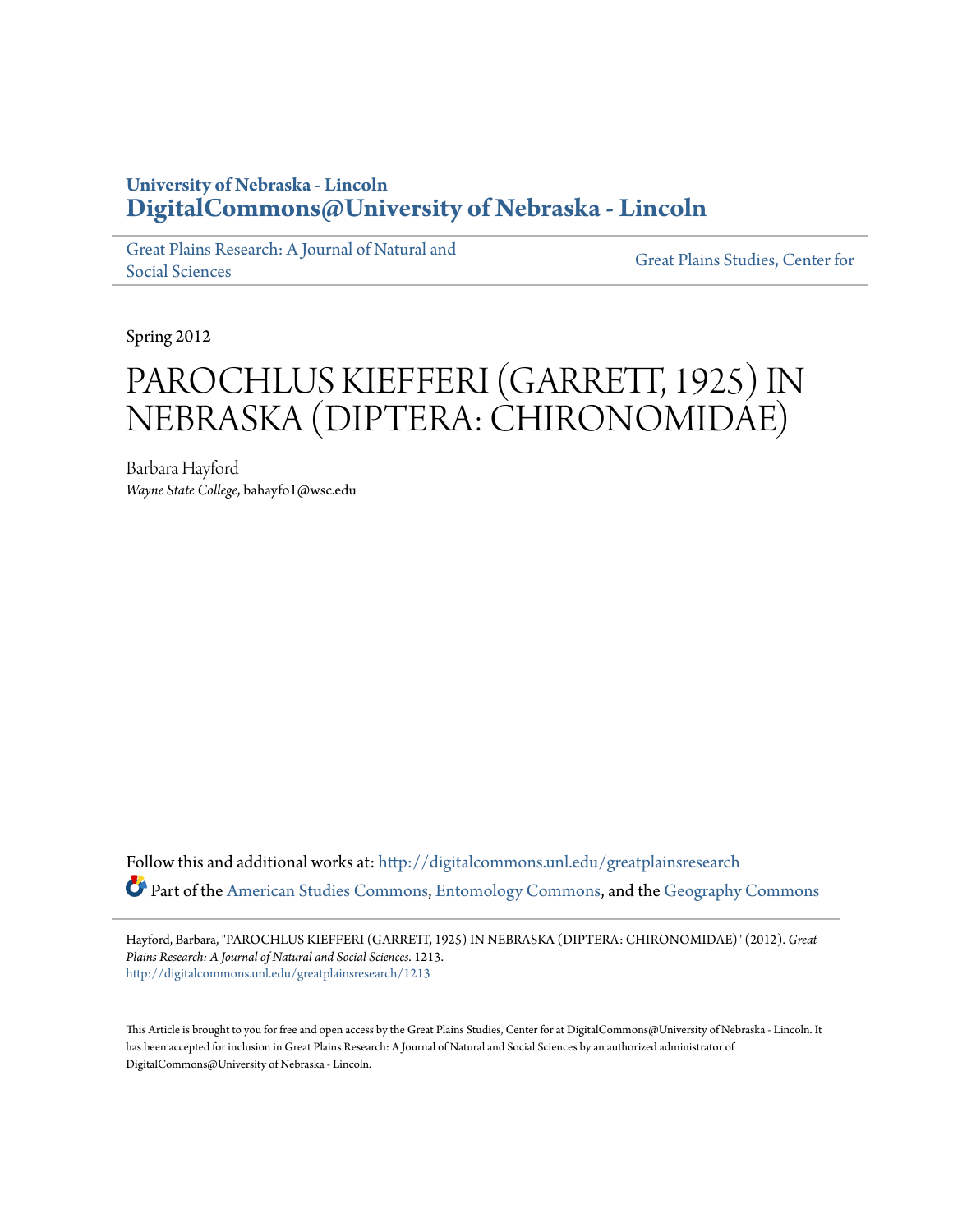University of Nebraska - Lincoln
**DigitalCommons@University of Nebraska - Lincoln**

Great Plains Research: A Journal of Natural and Social Sciences | Great Plains Studies, Center for

Spring 2012

# PAROCHLUS KIEFFERI (GARRETT, 1925) IN NEBRASKA (DIPTERA: CHIRONOMIDAE)

Barbara Hayford
*Wayne State College*, bahayfo1@wsc.edu

Follow this and additional works at: http://digitalcommons.unl.edu/greatplainsresearch

Part of the American Studies Commons, Entomology Commons, and the Geography Commons

Hayford, Barbara, "PAROCHLUS KIEFFERI (GARRETT, 1925) IN NEBRASKA (DIPTERA: CHIRONOMIDAE)" (2012). *Great Plains Research: A Journal of Natural and Social Sciences*. 1213.
http://digitalcommons.unl.edu/greatplainsresearch/1213

This Article is brought to you for free and open access by the Great Plains Studies, Center for at DigitalCommons@University of Nebraska - Lincoln. It has been accepted for inclusion in Great Plains Research: A Journal of Natural and Social Sciences by an authorized administrator of DigitalCommons@University of Nebraska - Lincoln.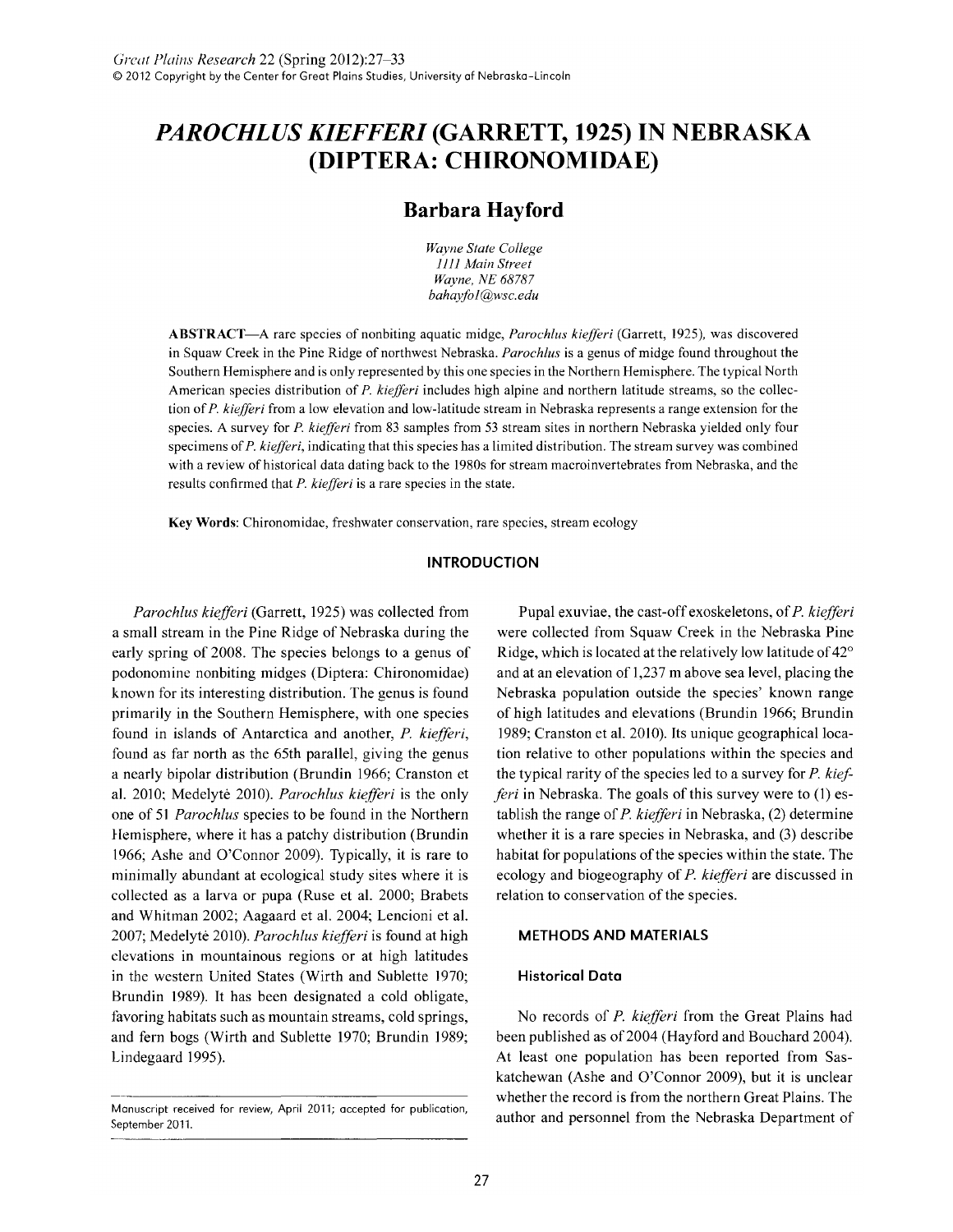# *PAROCHLUS KIEFFERI* (GARRETT, 1925) IN NEBRASKA (DIPTERA: CHIRONOMIDAE)

## Barbara Hayford

*Wayne State College*
*1111 Main Street*
*Wayne, NE 68787*
*bahayfo1@wsc.edu*

**ABSTRACT**—A rare species of nonbiting aquatic midge, *Parochlus kiefferi* (Garrett, 1925), was discovered in Squaw Creek in the Pine Ridge of northwest Nebraska. *Parochlus* is a genus of midge found throughout the Southern Hemisphere and is only represented by this one species in the Northern Hemisphere. The typical North American species distribution of *P. kiefferi* includes high alpine and northern latitude streams, so the collection of *P. kiefferi* from a low elevation and low-latitude stream in Nebraska represents a range extension for the species. A survey for *P. kiefferi* from 83 samples from 53 stream sites in northern Nebraska yielded only four specimens of *P. kiefferi*, indicating that this species has a limited distribution. The stream survey was combined with a review of historical data dating back to the 1980s for stream macroinvertebrates from Nebraska, and the results confirmed that *P. kiefferi* is a rare species in the state.

**Key Words**: Chironomidae, freshwater conservation, rare species, stream ecology

### INTRODUCTION

*Parochlus kiefferi* (Garrett, 1925) was collected from a small stream in the Pine Ridge of Nebraska during the early spring of 2008. The species belongs to a genus of podonomine nonbiting midges (Diptera: Chironomidae) known for its interesting distribution. The genus is found primarily in the Southern Hemisphere, with one species found in islands of Antarctica and another, *P. kiefferi*, found as far north as the 65th parallel, giving the genus a nearly bipolar distribution (Brundin 1966; Cranston et al. 2010; Medelytė 2010). *Parochlus kiefferi* is the only one of 51 *Parochlus* species to be found in the Northern Hemisphere, where it has a patchy distribution (Brundin 1966; Ashe and O'Connor 2009). Typically, it is rare to minimally abundant at ecological study sites where it is collected as a larva or pupa (Ruse et al. 2000; Brabets and Whitman 2002; Aagaard et al. 2004; Lencioni et al. 2007; Medelytė 2010). *Parochlus kiefferi* is found at high elevations in mountainous regions or at high latitudes in the western United States (Wirth and Sublette 1970; Brundin 1989). It has been designated a cold obligate, favoring habitats such as mountain streams, cold springs, and fern bogs (Wirth and Sublette 1970; Brundin 1989; Lindegaard 1995).

Pupal exuviae, the cast-off exoskeletons, of *P. kiefferi* were collected from Squaw Creek in the Nebraska Pine Ridge, which is located at the relatively low latitude of 42° and at an elevation of 1,237 m above sea level, placing the Nebraska population outside the species' known range of high latitudes and elevations (Brundin 1966; Brundin 1989; Cranston et al. 2010). Its unique geographical location relative to other populations within the species and the typical rarity of the species led to a survey for *P. kiefferi* in Nebraska. The goals of this survey were to (1) establish the range of *P. kiefferi* in Nebraska, (2) determine whether it is a rare species in Nebraska, and (3) describe habitat for populations of the species within the state. The ecology and biogeography of *P. kiefferi* are discussed in relation to conservation of the species.

### METHODS AND MATERIALS

#### Historical Data

No records of *P. kiefferi* from the Great Plains had been published as of 2004 (Hayford and Bouchard 2004). At least one population has been reported from Saskatchewan (Ashe and O'Connor 2009), but it is unclear whether the record is from the northern Great Plains. The author and personnel from the Nebraska Department of

Manuscript received for review, April 2011; accepted for publication, September 2011.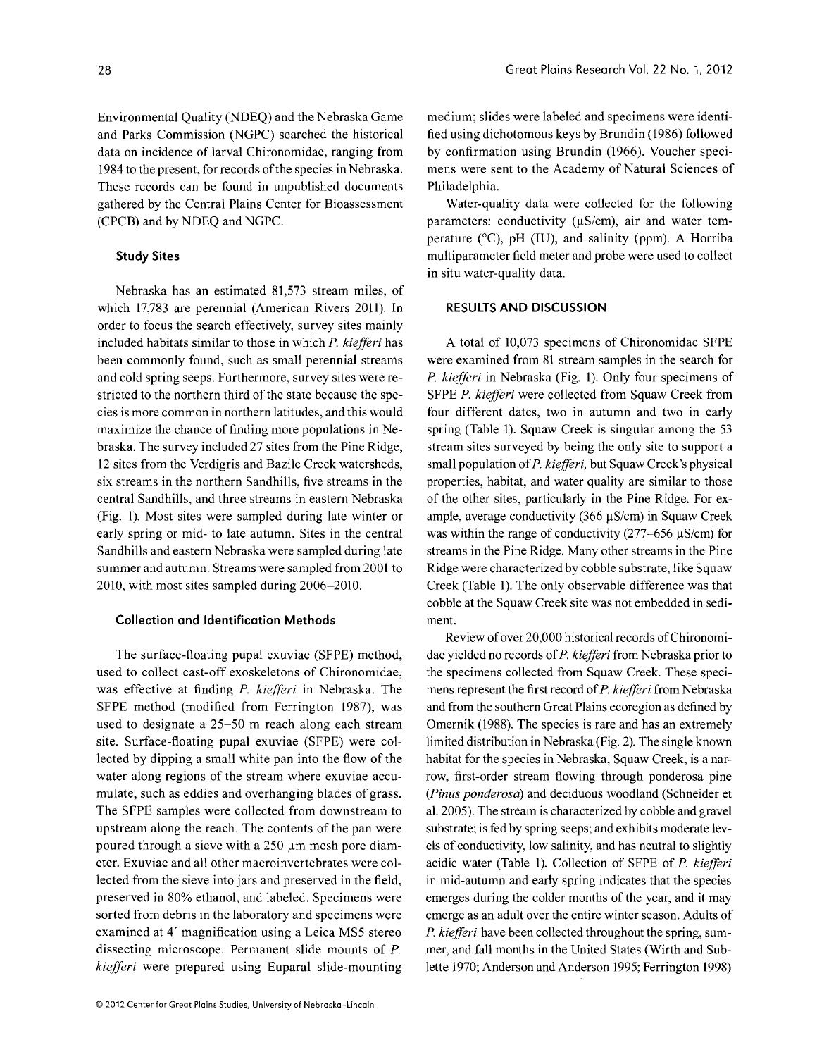Environmental Quality (NDEQ) and the Nebraska Game and Parks Commission (NGPC) searched the historical data on incidence of larval Chironomidae, ranging from 1984 to the present, for records of the species in Nebraska. These records can be found in unpublished documents gathered by the Central Plains Center for Bioassessment (CPCB) and by NDEQ and NGPC.

### Study Sites

Nebraska has an estimated 81,573 stream miles, of which 17,783 are perennial (American Rivers 2011). In order to focus the search effectively, survey sites mainly included habitats similar to those in which *P. kiefferi* has been commonly found, such as small perennial streams and cold spring seeps. Furthermore, survey sites were restricted to the northern third of the state because the species is more common in northern latitudes, and this would maximize the chance of finding more populations in Nebraska. The survey included 27 sites from the Pine Ridge, 12 sites from the Verdigris and Bazile Creek watersheds, six streams in the northern Sandhills, five streams in the central Sandhills, and three streams in eastern Nebraska (Fig. 1). Most sites were sampled during late winter or early spring or mid- to late autumn. Sites in the central Sandhills and eastern Nebraska were sampled during late summer and autumn. Streams were sampled from 2001 to 2010, with most sites sampled during 2006–2010.

### Collection and Identification Methods

The surface-floating pupal exuviae (SFPE) method, used to collect cast-off exoskeletons of Chironomidae, was effective at finding *P. kiefferi* in Nebraska. The SFPE method (modified from Ferrington 1987), was used to designate a 25–50 m reach along each stream site. Surface-floating pupal exuviae (SFPE) were collected by dipping a small white pan into the flow of the water along regions of the stream where exuviae accumulate, such as eddies and overhanging blades of grass. The SFPE samples were collected from downstream to upstream along the reach. The contents of the pan were poured through a sieve with a 250 µm mesh pore diameter. Exuviae and all other macroinvertebrates were collected from the sieve into jars and preserved in the field, preserved in 80% ethanol, and labeled. Specimens were sorted from debris in the laboratory and specimens were examined at 4´ magnification using a Leica MS5 stereo dissecting microscope. Permanent slide mounts of *P. kiefferi* were prepared using Euparal slide-mounting medium; slides were labeled and specimens were identified using dichotomous keys by Brundin (1986) followed by confirmation using Brundin (1966). Voucher specimens were sent to the Academy of Natural Sciences of Philadelphia.

Water-quality data were collected for the following parameters: conductivity (µS/cm), air and water temperature (°C), pH (IU), and salinity (ppm). A Horriba multiparameter field meter and probe were used to collect in situ water-quality data.

## RESULTS AND DISCUSSION

A total of 10,073 specimens of Chironomidae SFPE were examined from 81 stream samples in the search for *P. kiefferi* in Nebraska (Fig. 1). Only four specimens of SFPE *P. kiefferi* were collected from Squaw Creek from four different dates, two in autumn and two in early spring (Table 1). Squaw Creek is singular among the 53 stream sites surveyed by being the only site to support a small population of *P. kiefferi*, but Squaw Creek's physical properties, habitat, and water quality are similar to those of the other sites, particularly in the Pine Ridge. For example, average conductivity (366 µS/cm) in Squaw Creek was within the range of conductivity (277–656 µS/cm) for streams in the Pine Ridge. Many other streams in the Pine Ridge were characterized by cobble substrate, like Squaw Creek (Table 1). The only observable difference was that cobble at the Squaw Creek site was not embedded in sediment.

Review of over 20,000 historical records of Chironomidae yielded no records of *P. kiefferi* from Nebraska prior to the specimens collected from Squaw Creek. These specimens represent the first record of *P. kiefferi* from Nebraska and from the southern Great Plains ecoregion as defined by Omernik (1988). The species is rare and has an extremely limited distribution in Nebraska (Fig. 2). The single known habitat for the species in Nebraska, Squaw Creek, is a narrow, first-order stream flowing through ponderosa pine (*Pinus ponderosa*) and deciduous woodland (Schneider et al. 2005). The stream is characterized by cobble and gravel substrate; is fed by spring seeps; and exhibits moderate levels of conductivity, low salinity, and has neutral to slightly acidic water (Table 1). Collection of SFPE of *P. kiefferi* in mid-autumn and early spring indicates that the species emerges during the colder months of the year, and it may emerge as an adult over the entire winter season. Adults of *P. kiefferi* have been collected throughout the spring, summer, and fall months in the United States (Wirth and Sublette 1970; Anderson and Anderson 1995; Ferrington 1998)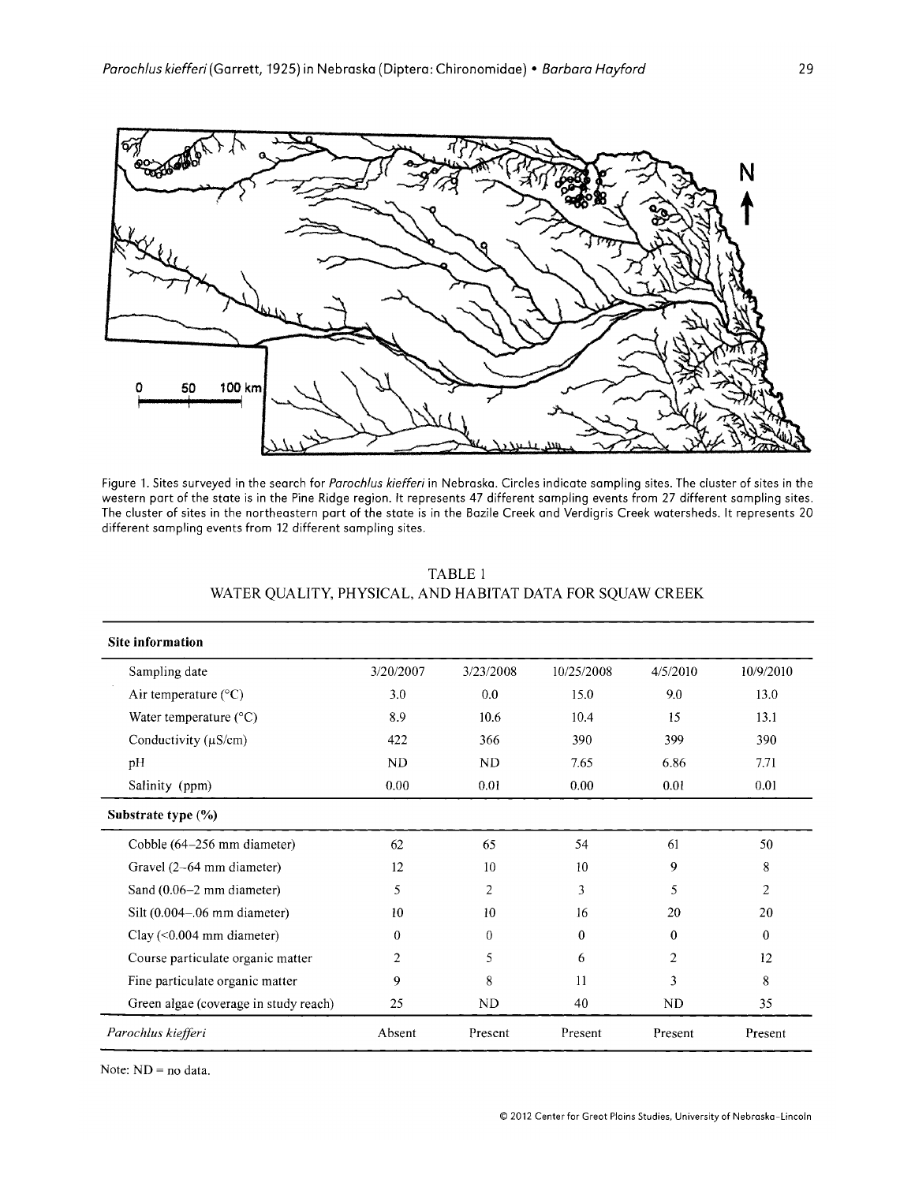Figure 1. Sites surveyed in the search for *Parochlus kiefferi* in Nebraska. Circles indicate sampling sites. The cluster of sites in the western part of the state is in the Pine Ridge region. It represents 47 different sampling events from 27 different sampling sites. The cluster of sites in the northeastern part of the state is in the Bazile Creek and Verdigris Creek watersheds. It represents 20 different sampling events from 12 different sampling sites.

TABLE 1
WATER QUALITY, PHYSICAL, AND HABITAT DATA FOR SQUAW CREEK

| **Site information** | | | | | |
|---|---|---|---|---|---|
| Sampling date | 3/20/2007 | 3/23/2008 | 10/25/2008 | 4/5/2010 | 10/9/2010 |
| Air temperature (°C) | 3.0 | 0.0 | 15.0 | 9.0 | 13.0 |
| Water temperature (°C) | 8.9 | 10.6 | 10.4 | 15 | 13.1 |
| Conductivity (μS/cm) | 422 | 366 | 390 | 399 | 390 |
| pH | ND | ND | 7.65 | 6.86 | 7.71 |
| Salinity (ppm) | 0.00 | 0.01 | 0.00 | 0.01 | 0.01 |
| **Substrate type (%)** | | | | | |
| Cobble (64–256 mm diameter) | 62 | 65 | 54 | 61 | 50 |
| Gravel (2–64 mm diameter) | 12 | 10 | 10 | 9 | 8 |
| Sand (0.06–2 mm diameter) | 5 | 2 | 3 | 5 | 2 |
| Silt (0.004–.06 mm diameter) | 10 | 10 | 16 | 20 | 20 |
| Clay (<0.004 mm diameter) | 0 | 0 | 0 | 0 | 0 |
| Course particulate organic matter | 2 | 5 | 6 | 2 | 12 |
| Fine particulate organic matter | 9 | 8 | 11 | 3 | 8 |
| Green algae (coverage in study reach) | 25 | ND | 40 | ND | 35 |
| *Parochlus kiefferi* | Absent | Present | Present | Present | Present |

Note: ND = no data.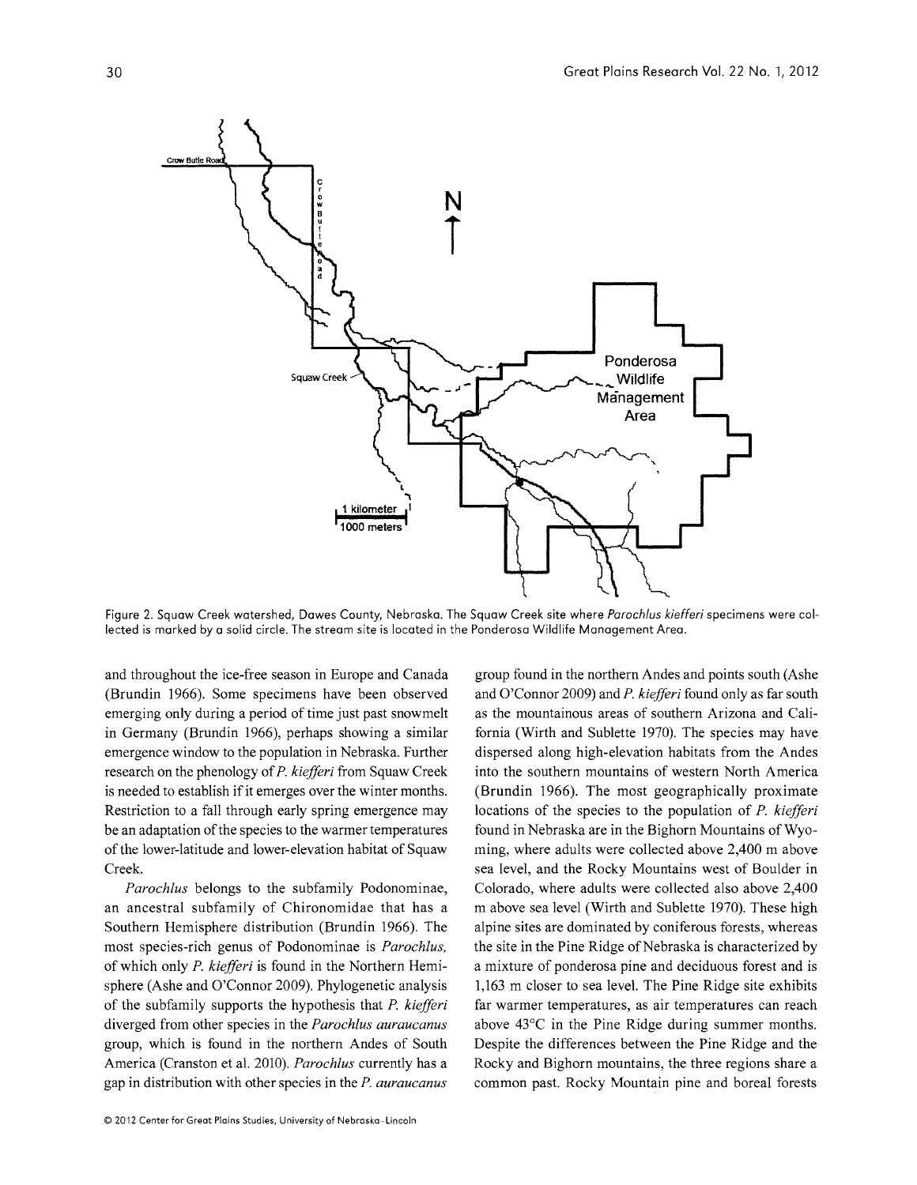Figure 2. Squaw Creek watershed, Dawes County, Nebraska. The Squaw Creek site where *Parochlus kiefferi* specimens were collected is marked by a solid circle. The stream site is located in the Ponderosa Wildlife Management Area.

and throughout the ice-free season in Europe and Canada (Brundin 1966). Some specimens have been observed emerging only during a period of time just past snowmelt in Germany (Brundin 1966), perhaps showing a similar emergence window to the population in Nebraska. Further research on the phenology of *P. kiefferi* from Squaw Creek is needed to establish if it emerges over the winter months. Restriction to a fall through early spring emergence may be an adaptation of the species to the warmer temperatures of the lower-latitude and lower-elevation habitat of Squaw Creek.

*Parochlus* belongs to the subfamily Podonominae, an ancestral subfamily of Chironomidae that has a Southern Hemisphere distribution (Brundin 1966). The most species-rich genus of Podonominae is *Parochlus*, of which only *P. kiefferi* is found in the Northern Hemisphere (Ashe and O'Connor 2009). Phylogenetic analysis of the subfamily supports the hypothesis that *P. kiefferi* diverged from other species in the *Parochlus auraucanus* group, which is found in the northern Andes of South America (Cranston et al. 2010). *Parochlus* currently has a gap in distribution with other species in the *P. auraucanus* group found in the northern Andes and points south (Ashe and O'Connor 2009) and *P. kiefferi* found only as far south as the mountainous areas of southern Arizona and California (Wirth and Sublette 1970). The species may have dispersed along high-elevation habitats from the Andes into the southern mountains of western North America (Brundin 1966). The most geographically proximate locations of the species to the population of *P. kiefferi* found in Nebraska are in the Bighorn Mountains of Wyoming, where adults were collected above 2,400 m above sea level, and the Rocky Mountains west of Boulder in Colorado, where adults were collected also above 2,400 m above sea level (Wirth and Sublette 1970). These high alpine sites are dominated by coniferous forests, whereas the site in the Pine Ridge of Nebraska is characterized by a mixture of ponderosa pine and deciduous forest and is 1,163 m closer to sea level. The Pine Ridge site exhibits far warmer temperatures, as air temperatures can reach above 43°C in the Pine Ridge during summer months. Despite the differences between the Pine Ridge and the Rocky and Bighorn mountains, the three regions share a common past. Rocky Mountain pine and boreal forests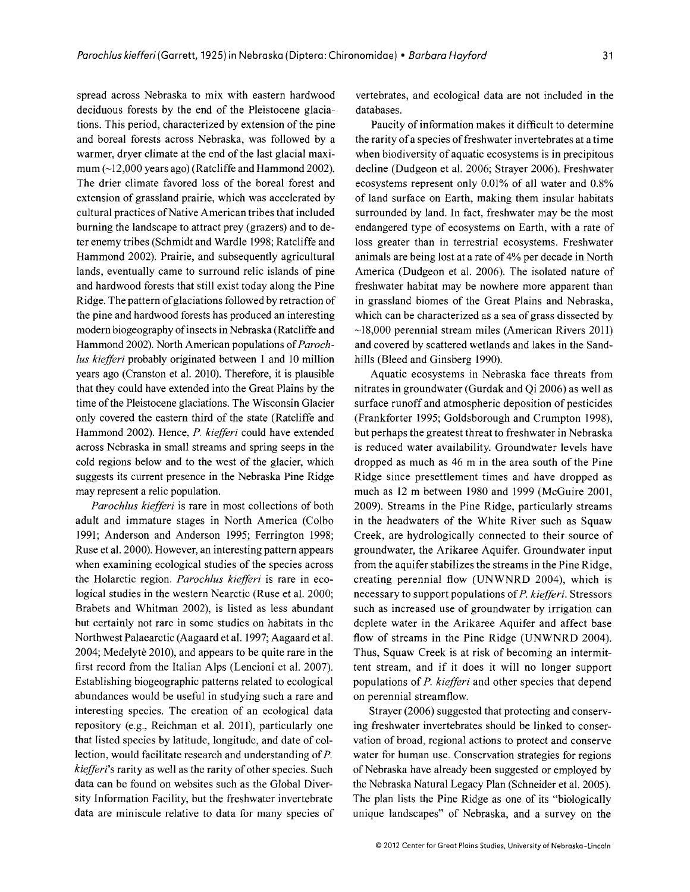spread across Nebraska to mix with eastern hardwood deciduous forests by the end of the Pleistocene glaciations. This period, characterized by extension of the pine and boreal forests across Nebraska, was followed by a warmer, dryer climate at the end of the last glacial maximum (~12,000 years ago) (Ratcliffe and Hammond 2002). The drier climate favored loss of the boreal forest and extension of grassland prairie, which was accelerated by cultural practices of Native American tribes that included burning the landscape to attract prey (grazers) and to deter enemy tribes (Schmidt and Wardle 1998; Ratcliffe and Hammond 2002). Prairie, and subsequently agricultural lands, eventually came to surround relic islands of pine and hardwood forests that still exist today along the Pine Ridge. The pattern of glaciations followed by retraction of the pine and hardwood forests has produced an interesting modern biogeography of insects in Nebraska (Ratcliffe and Hammond 2002). North American populations of *Parochlus kiefferi* probably originated between 1 and 10 million years ago (Cranston et al. 2010). Therefore, it is plausible that they could have extended into the Great Plains by the time of the Pleistocene glaciations. The Wisconsin Glacier only covered the eastern third of the state (Ratcliffe and Hammond 2002). Hence, *P. kiefferi* could have extended across Nebraska in small streams and spring seeps in the cold regions below and to the west of the glacier, which suggests its current presence in the Nebraska Pine Ridge may represent a relic population.

*Parochlus kiefferi* is rare in most collections of both adult and immature stages in North America (Colbo 1991; Anderson and Anderson 1995; Ferrington 1998; Ruse et al. 2000). However, an interesting pattern appears when examining ecological studies of the species across the Holarctic region. *Parochlus kiefferi* is rare in ecological studies in the western Nearctic (Ruse et al. 2000; Brabets and Whitman 2002), is listed as less abundant but certainly not rare in some studies on habitats in the Northwest Palaearctic (Aagaard et al. 1997; Aagaard et al. 2004; Medelytė 2010), and appears to be quite rare in the first record from the Italian Alps (Lencioni et al. 2007). Establishing biogeographic patterns related to ecological abundances would be useful in studying such a rare and interesting species. The creation of an ecological data repository (e.g., Reichman et al. 2011), particularly one that listed species by latitude, longitude, and date of collection, would facilitate research and understanding of *P. kiefferi*'s rarity as well as the rarity of other species. Such data can be found on websites such as the Global Diversity Information Facility, but the freshwater invertebrate data are miniscule relative to data for many species of vertebrates, and ecological data are not included in the databases.

Paucity of information makes it difficult to determine the rarity of a species of freshwater invertebrates at a time when biodiversity of aquatic ecosystems is in precipitous decline (Dudgeon et al. 2006; Strayer 2006). Freshwater ecosystems represent only 0.01% of all water and 0.8% of land surface on Earth, making them insular habitats surrounded by land. In fact, freshwater may be the most endangered type of ecosystems on Earth, with a rate of loss greater than in terrestrial ecosystems. Freshwater animals are being lost at a rate of 4% per decade in North America (Dudgeon et al. 2006). The isolated nature of freshwater habitat may be nowhere more apparent than in grassland biomes of the Great Plains and Nebraska, which can be characterized as a sea of grass dissected by ~18,000 perennial stream miles (American Rivers 2011) and covered by scattered wetlands and lakes in the Sandhills (Bleed and Ginsberg 1990).

Aquatic ecosystems in Nebraska face threats from nitrates in groundwater (Gurdak and Qi 2006) as well as surface runoff and atmospheric deposition of pesticides (Frankforter 1995; Goldsborough and Crumpton 1998), but perhaps the greatest threat to freshwater in Nebraska is reduced water availability. Groundwater levels have dropped as much as 46 m in the area south of the Pine Ridge since presettlement times and have dropped as much as 12 m between 1980 and 1999 (McGuire 2001, 2009). Streams in the Pine Ridge, particularly streams in the headwaters of the White River such as Squaw Creek, are hydrologically connected to their source of groundwater, the Arikaree Aquifer. Groundwater input from the aquifer stabilizes the streams in the Pine Ridge, creating perennial flow (UNWNRD 2004), which is necessary to support populations of *P. kiefferi*. Stressors such as increased use of groundwater by irrigation can deplete water in the Arikaree Aquifer and affect base flow of streams in the Pine Ridge (UNWNRD 2004). Thus, Squaw Creek is at risk of becoming an intermittent stream, and if it does it will no longer support populations of *P. kiefferi* and other species that depend on perennial streamflow.

Strayer (2006) suggested that protecting and conserving freshwater invertebrates should be linked to conservation of broad, regional actions to protect and conserve water for human use. Conservation strategies for regions of Nebraska have already been suggested or employed by the Nebraska Natural Legacy Plan (Schneider et al. 2005). The plan lists the Pine Ridge as one of its "biologically unique landscapes" of Nebraska, and a survey on the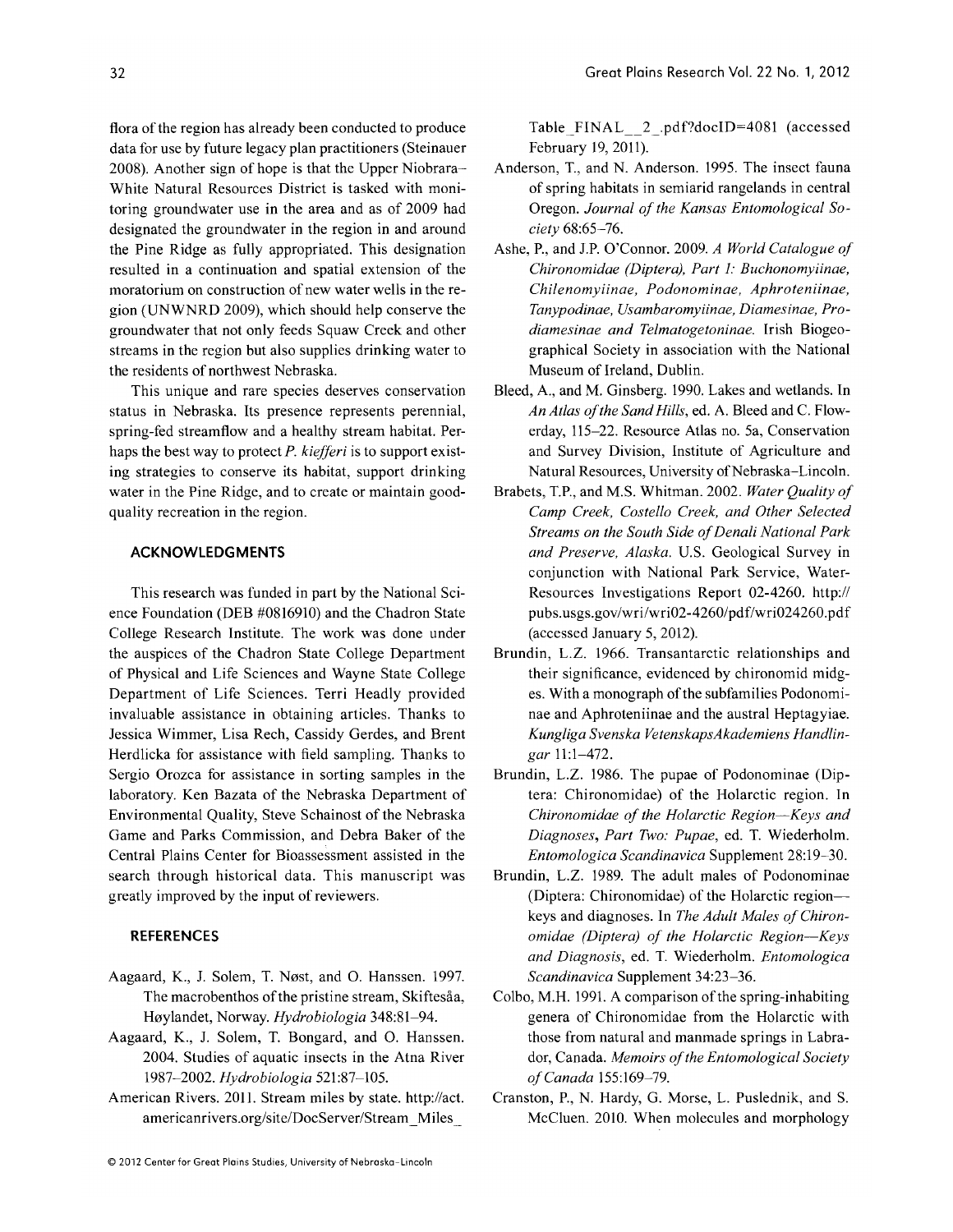flora of the region has already been conducted to produce data for use by future legacy plan practitioners (Steinauer 2008). Another sign of hope is that the Upper Niobrara–White Natural Resources District is tasked with monitoring groundwater use in the area and as of 2009 had designated the groundwater in the region in and around the Pine Ridge as fully appropriated. This designation resulted in a continuation and spatial extension of the moratorium on construction of new water wells in the region (UNWNRD 2009), which should help conserve the groundwater that not only feeds Squaw Creek and other streams in the region but also supplies drinking water to the residents of northwest Nebraska.

This unique and rare species deserves conservation status in Nebraska. Its presence represents perennial, spring-fed streamflow and a healthy stream habitat. Perhaps the best way to protect *P. kiefferi* is to support existing strategies to conserve its habitat, support drinking water in the Pine Ridge, and to create or maintain good-quality recreation in the region.

## ACKNOWLEDGMENTS

This research was funded in part by the National Science Foundation (DEB #0816910) and the Chadron State College Research Institute. The work was done under the auspices of the Chadron State College Department of Physical and Life Sciences and Wayne State College Department of Life Sciences. Terri Headly provided invaluable assistance in obtaining articles. Thanks to Jessica Wimmer, Lisa Rech, Cassidy Gerdes, and Brent Herdlicka for assistance with field sampling. Thanks to Sergio Orozca for assistance in sorting samples in the laboratory. Ken Bazata of the Nebraska Department of Environmental Quality, Steve Schainost of the Nebraska Game and Parks Commission, and Debra Baker of the Central Plains Center for Bioassessment assisted in the search through historical data. This manuscript was greatly improved by the input of reviewers.

## REFERENCES

Aagaard, K., J. Solem, T. Nøst, and O. Hanssen. 1997. The macrobenthos of the pristine stream, Skiftesåa, Høylandet, Norway. *Hydrobiologia* 348:81–94.

Aagaard, K., J. Solem, T. Bongard, and O. Hanssen. 2004. Studies of aquatic insects in the Atna River 1987–2002. *Hydrobiologia* 521:87–105.

American Rivers. 2011. Stream miles by state. http://act.americanrivers.org/site/DocServer/Stream_Miles_Table_FINAL__2_.pdf?docID=4081 (accessed February 19, 2011).

Anderson, T., and N. Anderson. 1995. The insect fauna of spring habitats in semiarid rangelands in central Oregon. *Journal of the Kansas Entomological Society* 68:65–76.

Ashe, P., and J.P. O'Connor. 2009. *A World Catalogue of Chironomidae (Diptera), Part 1: Buchonomyiinae, Chilenomyiinae, Podonominae, Aphroteniinae, Tanypodinae, Usambaromyiinae, Diamesinae, Prodiamesinae and Telmatogetoninae.* Irish Biogeographical Society in association with the National Museum of Ireland, Dublin.

Bleed, A., and M. Ginsberg. 1990. Lakes and wetlands. In *An Atlas of the Sand Hills*, ed. A. Bleed and C. Flowerday, 115–22. Resource Atlas no. 5a, Conservation and Survey Division, Institute of Agriculture and Natural Resources, University of Nebraska–Lincoln.

Brabets, T.P., and M.S. Whitman. 2002. *Water Quality of Camp Creek, Costello Creek, and Other Selected Streams on the South Side of Denali National Park and Preserve, Alaska.* U.S. Geological Survey in conjunction with National Park Service, Water-Resources Investigations Report 02-4260. http://pubs.usgs.gov/wri/wri02-4260/pdf/wri024260.pdf (accessed January 5, 2012).

Brundin, L.Z. 1966. Transantarctic relationships and their significance, evidenced by chironomid midges. With a monograph of the subfamilies Podonominae and Aphroteniinae and the austral Heptagyiae. *Kungliga Svenska VetenskapsAkademiens Handlingar* 11:1–472.

Brundin, L.Z. 1986. The pupae of Podonominae (Diptera: Chironomidae) of the Holarctic region. In *Chironomidae of the Holarctic Region—Keys and Diagnoses, Part Two: Pupae*, ed. T. Wiederholm. *Entomologica Scandinavica* Supplement 28:19–30.

Brundin, L.Z. 1989. The adult males of Podonominae (Diptera: Chironomidae) of the Holarctic region—keys and diagnoses. In *The Adult Males of Chironomidae (Diptera) of the Holarctic Region—Keys and Diagnosis*, ed. T. Wiederholm. *Entomologica Scandinavica* Supplement 34:23–36.

Colbo, M.H. 1991. A comparison of the spring-inhabiting genera of Chironomidae from the Holarctic with those from natural and manmade springs in Labrador, Canada. *Memoirs of the Entomological Society of Canada* 155:169–79.

Cranston, P., N. Hardy, G. Morse, L. Puslednik, and S. McCluen. 2010. When molecules and morphology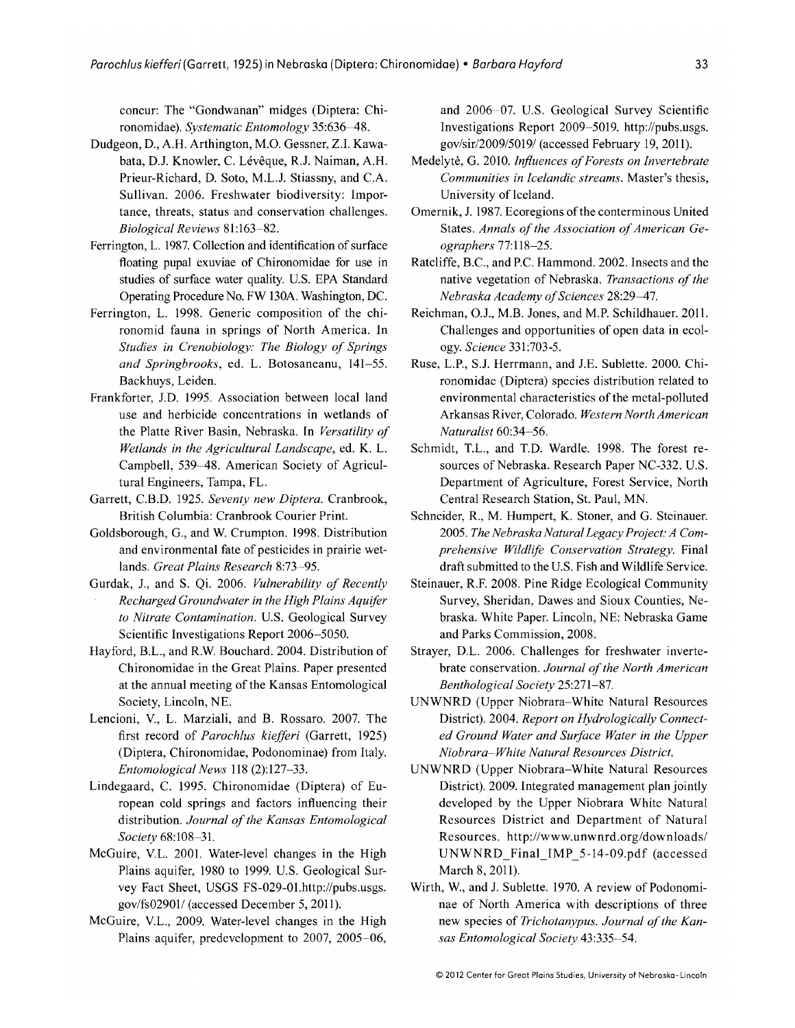concur: The "Gondwanan" midges (Diptera: Chironomidae). *Systematic Entomology* 35:636–48.

Dudgeon, D., A.H. Arthington, M.O. Gessner, Z.I. Kawabata, D.J. Knowler, C. Lévêque, R.J. Naiman, A.H. Prieur-Richard, D. Soto, M.L.J. Stiassny, and C.A. Sullivan. 2006. Freshwater biodiversity: Importance, threats, status and conservation challenges. *Biological Reviews* 81:163–82.

Ferrington, L. 1987. Collection and identification of surface floating pupal exuviae of Chironomidae for use in studies of surface water quality. U.S. EPA Standard Operating Procedure No. FW 130A. Washington, DC.

Ferrington, L. 1998. Generic composition of the chironomid fauna in springs of North America. In *Studies in Crenobiology: The Biology of Springs and Springbrooks*, ed. L. Botosaneanu, 141–55. Backhuys, Leiden.

Frankforter, J.D. 1995. Association between local land use and herbicide concentrations in wetlands of the Platte River Basin, Nebraska. In *Versatility of Wetlands in the Agricultural Landscape*, ed. K. L. Campbell, 539–48. American Society of Agricultural Engineers, Tampa, FL.

Garrett, C.B.D. 1925. *Seventy new Diptera*. Cranbrook, British Columbia: Cranbrook Courier Print.

Goldsborough, G., and W. Crumpton. 1998. Distribution and environmental fate of pesticides in prairie wetlands. *Great Plains Research* 8:73–95.

Gurdak, J., and S. Qi. 2006. *Vulnerability of Recently Recharged Groundwater in the High Plains Aquifer to Nitrate Contamination*. U.S. Geological Survey Scientific Investigations Report 2006–5050.

Hayford, B.L., and R.W. Bouchard. 2004. Distribution of Chironomidae in the Great Plains. Paper presented at the annual meeting of the Kansas Entomological Society, Lincoln, NE.

Lencioni, V., L. Marziali, and B. Rossaro. 2007. The first record of *Parochlus kiefferi* (Garrett, 1925) (Diptera, Chironomidae, Podonominae) from Italy. *Entomological News* 118 (2):127–33.

Lindegaard, C. 1995. Chironomidae (Diptera) of European cold springs and factors influencing their distribution. *Journal of the Kansas Entomological Society* 68:108–31.

McGuire, V.L. 2001. Water-level changes in the High Plains aquifer, 1980 to 1999. U.S. Geological Survey Fact Sheet, USGS FS-029-01.http://pubs.usgs.gov/fs02901/ (accessed December 5, 2011).

McGuire, V.L., 2009. Water-level changes in the High Plains aquifer, predevelopment to 2007, 2005–06, and 2006–07. U.S. Geological Survey Scientific Investigations Report 2009–5019. http://pubs.usgs.gov/sir/2009/5019/ (accessed February 19, 2011).

Medelytė, G. 2010. *Influences of Forests on Invertebrate Communities in Icelandic streams*. Master's thesis, University of Iceland.

Omernik, J. 1987. Ecoregions of the conterminous United States. *Annals of the Association of American Geographers* 77:118–25.

Ratcliffe, B.C., and P.C. Hammond. 2002. Insects and the native vegetation of Nebraska. *Transactions of the Nebraska Academy of Sciences* 28:29–47.

Reichman, O.J., M.B. Jones, and M.P. Schildhauer. 2011. Challenges and opportunities of open data in ecology. *Science* 331:703-5.

Ruse, L.P., S.J. Herrmann, and J.E. Sublette. 2000. Chironomidae (Diptera) species distribution related to environmental characteristics of the metal-polluted Arkansas River, Colorado. *Western North American Naturalist* 60:34–56.

Schmidt, T.L., and T.D. Wardle. 1998. The forest resources of Nebraska. Research Paper NC-332. U.S. Department of Agriculture, Forest Service, North Central Research Station, St. Paul, MN.

Schneider, R., M. Humpert, K. Stoner, and G. Steinauer. 2005. *The Nebraska Natural Legacy Project: A Comprehensive Wildlife Conservation Strategy*. Final draft submitted to the U.S. Fish and Wildlife Service.

Steinauer, R.F. 2008. Pine Ridge Ecological Community Survey, Sheridan, Dawes and Sioux Counties, Nebraska. White Paper. Lincoln, NE: Nebraska Game and Parks Commission, 2008.

Strayer, D.L. 2006. Challenges for freshwater invertebrate conservation. *Journal of the North American Benthological Society* 25:271–87.

UNWNRD (Upper Niobrara–White Natural Resources District). 2004. *Report on Hydrologically Connected Ground Water and Surface Water in the Upper Niobrara–White Natural Resources District*.

UNWNRD (Upper Niobrara–White Natural Resources District). 2009. Integrated management plan jointly developed by the Upper Niobrara White Natural Resources District and Department of Natural Resources. http://www.unwnrd.org/downloads/UNWNRD_Final_IMP_5-14-09.pdf (accessed March 8, 2011).

Wirth, W., and J. Sublette. 1970. A review of Podonominae of North America with descriptions of three new species of *Trichotanypus*. *Journal of the Kansas Entomological Society* 43:335–54.